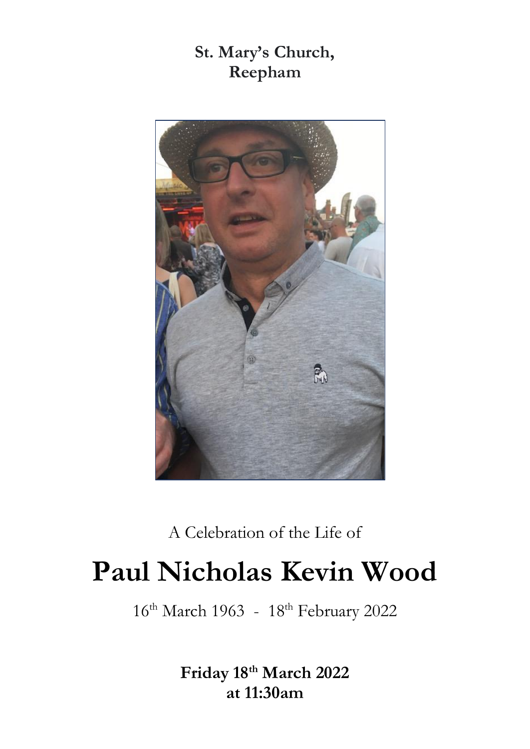**St. Mary's Church,
Reepham**

A Celebration of the Life of

# Paul Nicholas Kevin Wood

16th March 1963 - 18th February 2022

**Friday 18th March 2022
at 11:30am**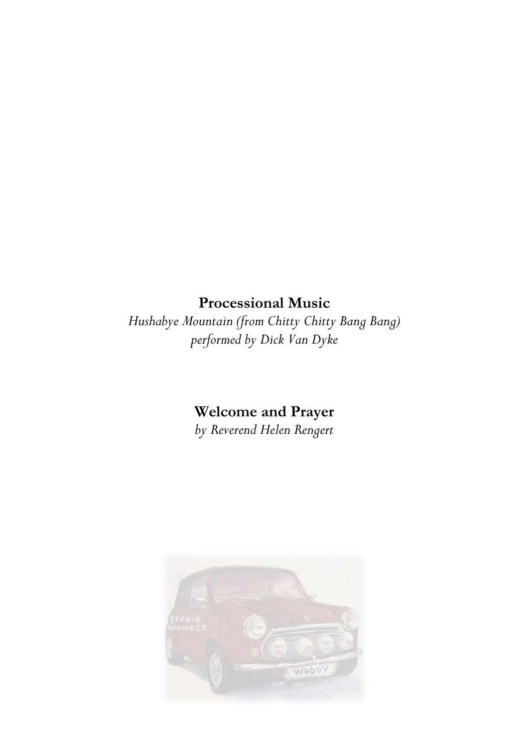**Processional Music**

*Hushabye Mountain (from Chitty Chitty Bang Bang)*
*performed by Dick Van Dyke*

**Welcome and Prayer**

*by Reverend Helen Rengert*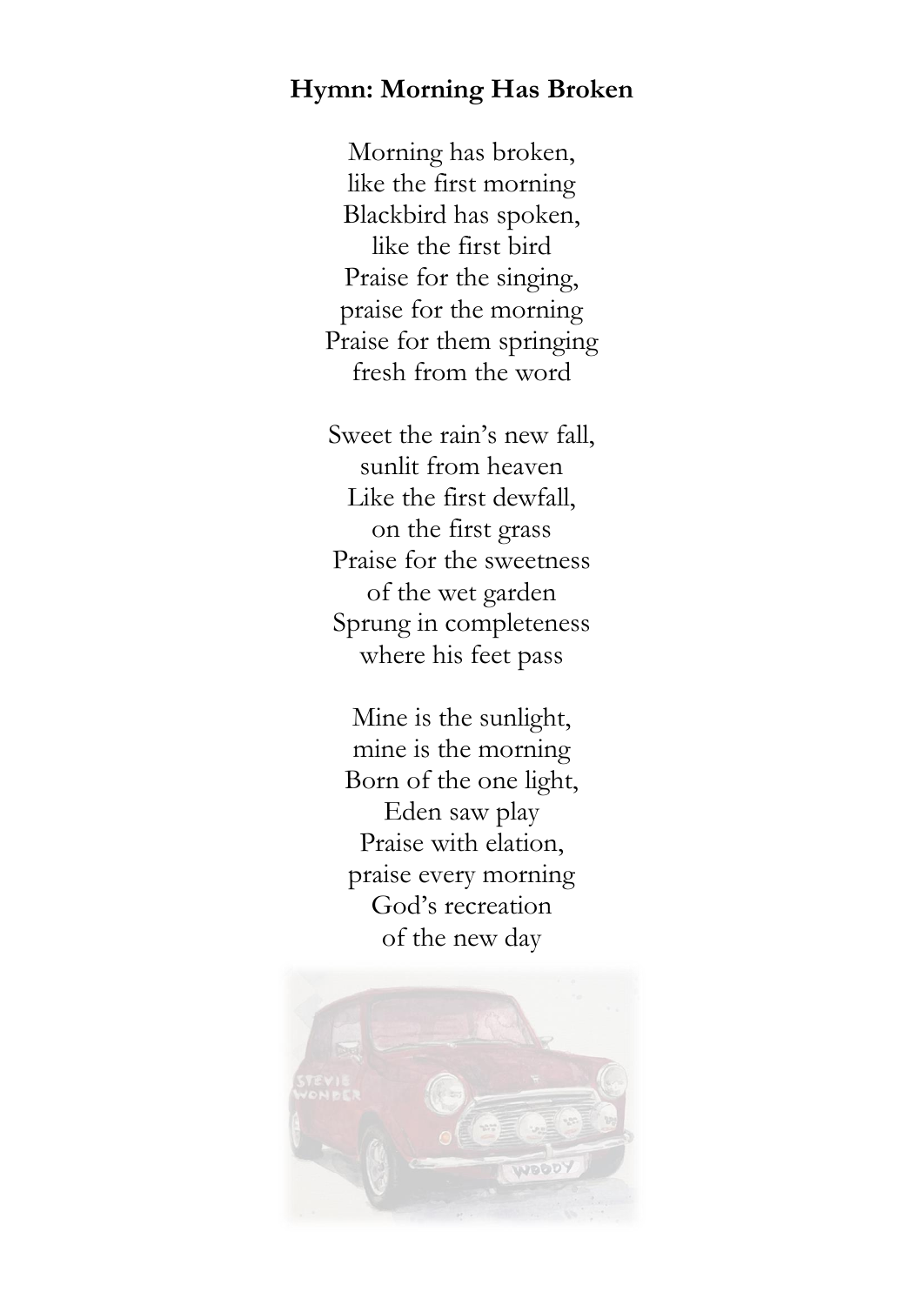**Hymn: Morning Has Broken**

Morning has broken,  
like the first morning  
Blackbird has spoken,  
like the first bird  
Praise for the singing,  
praise for the morning  
Praise for them springing  
fresh from the word

Sweet the rain's new fall,  
sunlit from heaven  
Like the first dewfall,  
on the first grass  
Praise for the sweetness  
of the wet garden  
Sprung in completeness  
where his feet pass

Mine is the sunlight,  
mine is the morning  
Born of the one light,  
Eden saw play  
Praise with elation,  
praise every morning  
God's recreation  
of the new day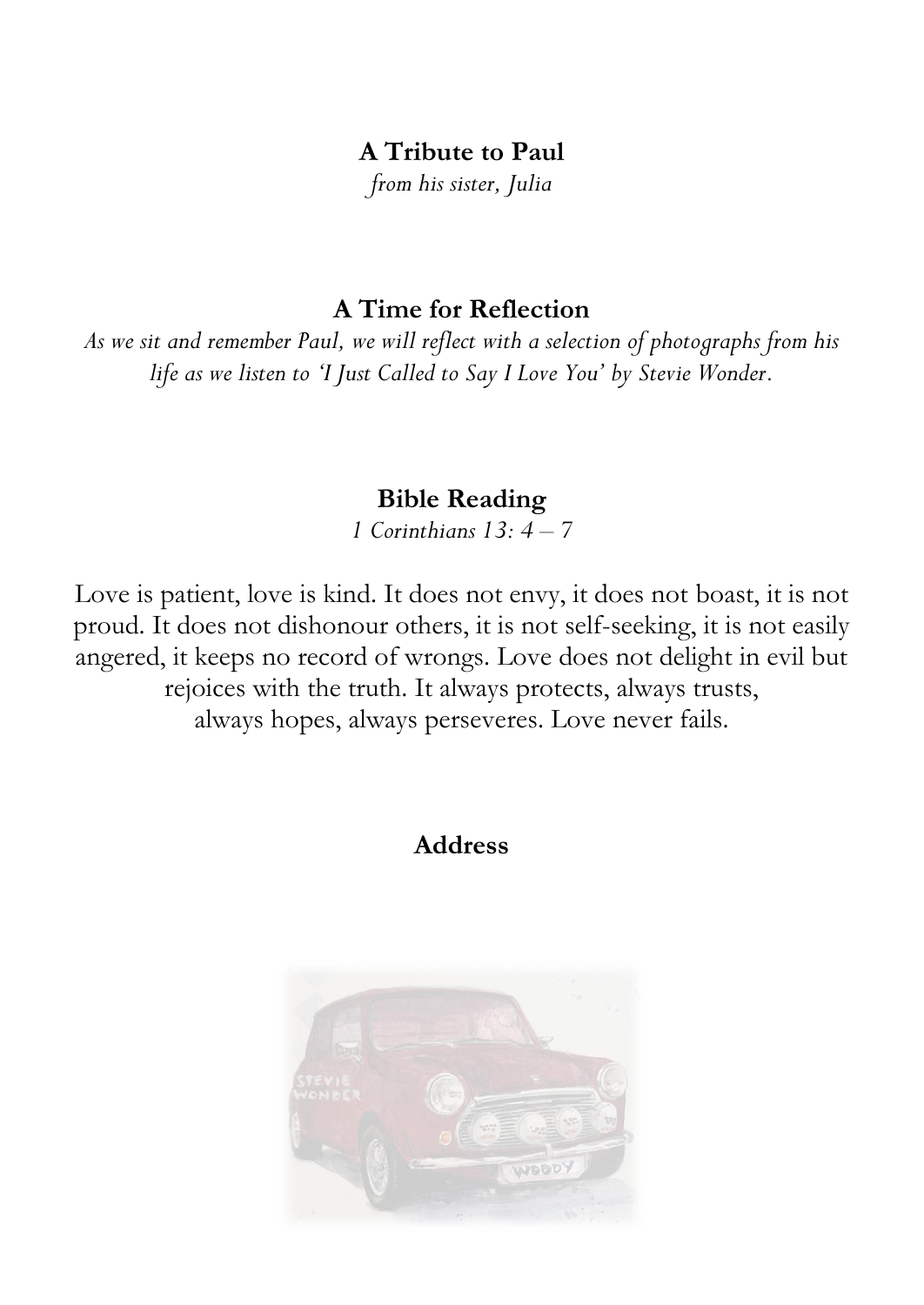**A Tribute to Paul**

*from his sister, Julia*

**A Time for Reflection**

*As we sit and remember Paul, we will reflect with a selection of photographs from his life as we listen to 'I Just Called to Say I Love You' by Stevie Wonder.*

**Bible Reading**

*1 Corinthians 13: 4 – 7*

Love is patient, love is kind. It does not envy, it does not boast, it is not proud. It does not dishonour others, it is not self-seeking, it is not easily angered, it keeps no record of wrongs. Love does not delight in evil but rejoices with the truth. It always protects, always trusts, always hopes, always perseveres. Love never fails.

**Address**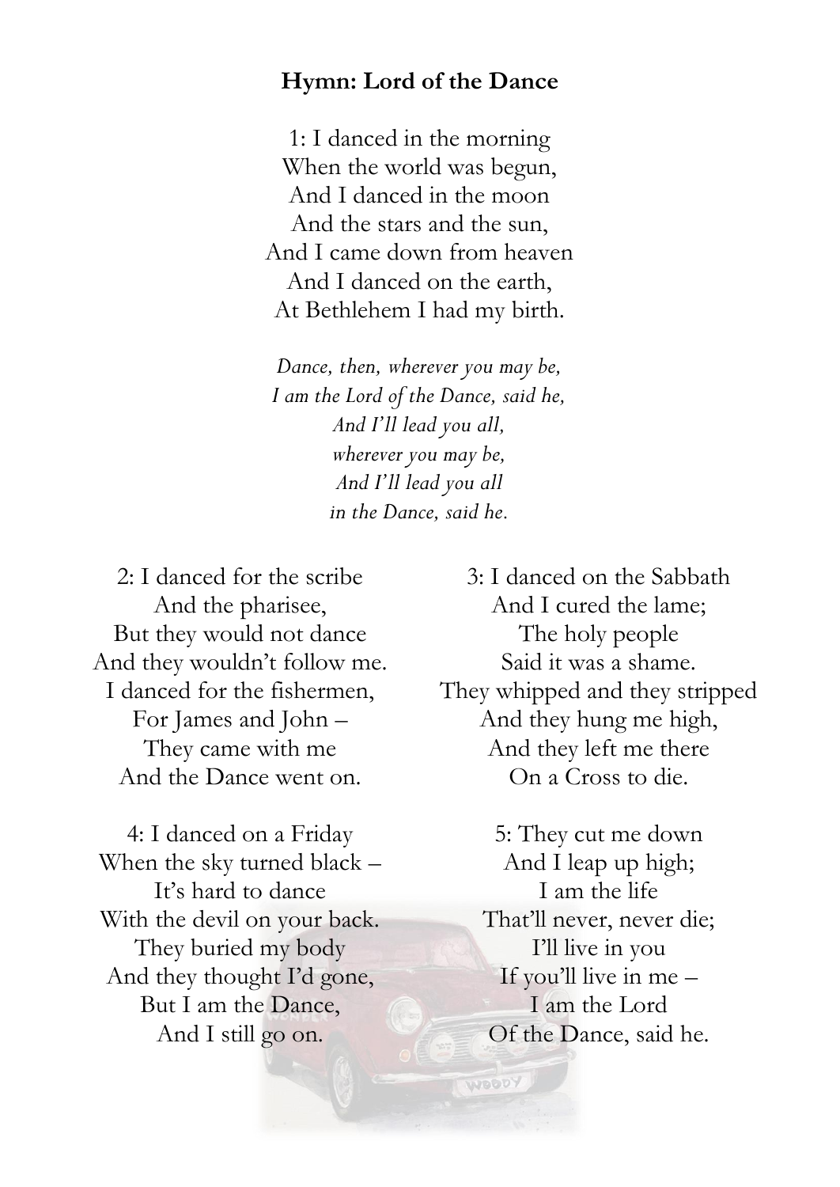**Hymn: Lord of the Dance**

1: I danced in the morning  
When the world was begun,  
And I danced in the moon  
And the stars and the sun,  
And I came down from heaven  
And I danced on the earth,  
At Bethlehem I had my birth.

*Dance, then, wherever you may be,*  
*I am the Lord of the Dance, said he,*  
*And I'll lead you all,*  
*wherever you may be,*  
*And I'll lead you all*  
*in the Dance, said he.*

2: I danced for the scribe  
And the pharisee,  
But they would not dance  
And they wouldn't follow me.  
I danced for the fishermen,  
For James and John –  
They came with me  
And the Dance went on.

3: I danced on the Sabbath  
And I cured the lame;  
The holy people  
Said it was a shame.  
They whipped and they stripped  
And they hung me high,  
And they left me there  
On a Cross to die.

4: I danced on a Friday  
When the sky turned black –  
It's hard to dance  
With the devil on your back.  
They buried my body  
And they thought I'd gone,  
But I am the Dance,  
And I still go on.

5: They cut me down  
And I leap up high;  
I am the life  
That'll never, never die;  
I'll live in you  
If you'll live in me –  
I am the Lord  
Of the Dance, said he.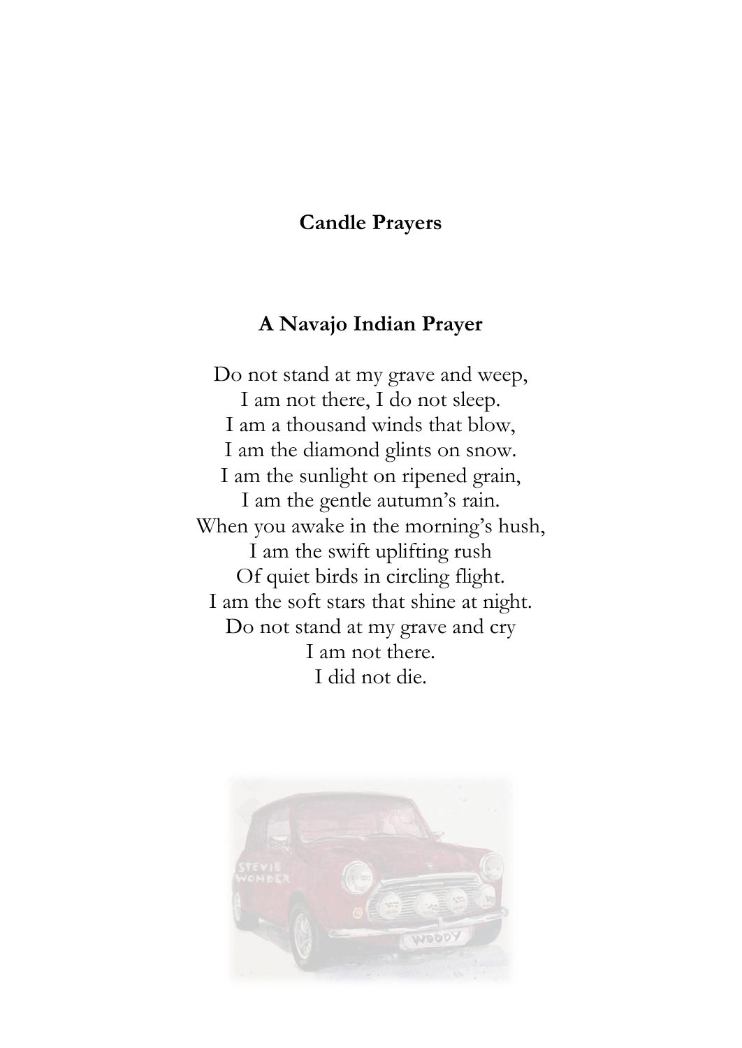## Candle Prayers

### A Navajo Indian Prayer

Do not stand at my grave and weep,
I am not there, I do not sleep.
I am a thousand winds that blow,
I am the diamond glints on snow.
I am the sunlight on ripened grain,
I am the gentle autumn's rain.
When you awake in the morning's hush,
I am the swift uplifting rush
Of quiet birds in circling flight.
I am the soft stars that shine at night.
Do not stand at my grave and cry
I am not there.
I did not die.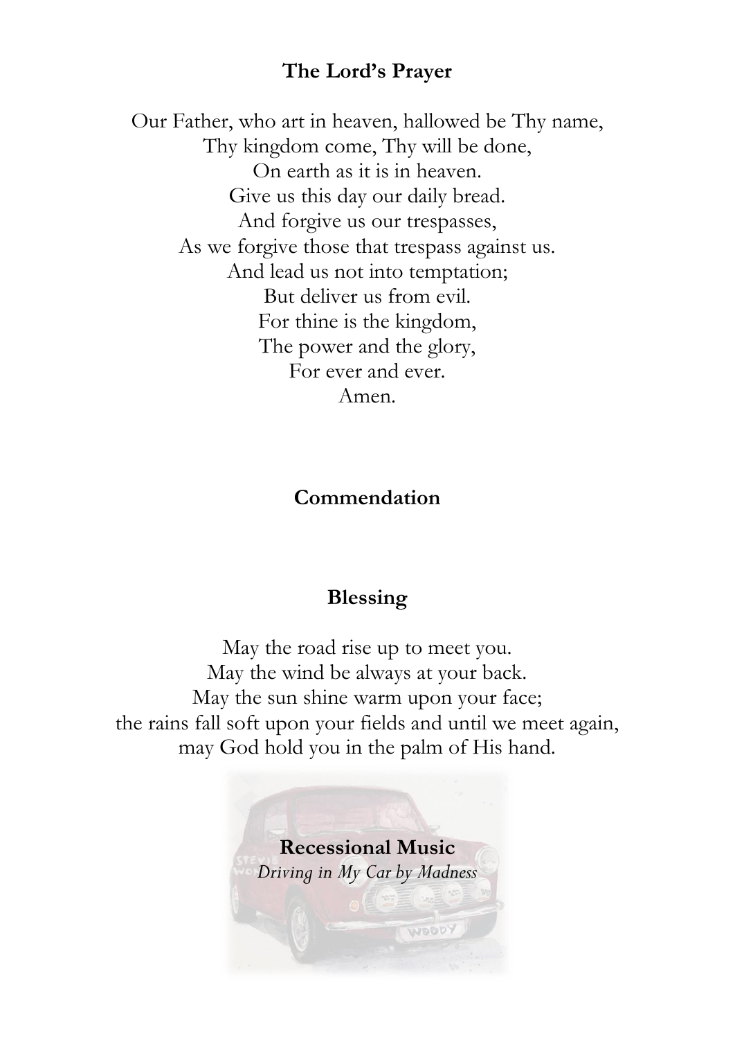## The Lord's Prayer

Our Father, who art in heaven, hallowed be Thy name,
Thy kingdom come, Thy will be done,
On earth as it is in heaven.
Give us this day our daily bread.
And forgive us our trespasses,
As we forgive those that trespass against us.
And lead us not into temptation;
But deliver us from evil.
For thine is the kingdom,
The power and the glory,
For ever and ever.
Amen.

## Commendation

## Blessing

May the road rise up to meet you.
May the wind be always at your back.
May the sun shine warm upon your face;
the rains fall soft upon your fields and until we meet again,
may God hold you in the palm of His hand.

## Recessional Music

*Driving in My Car by Madness*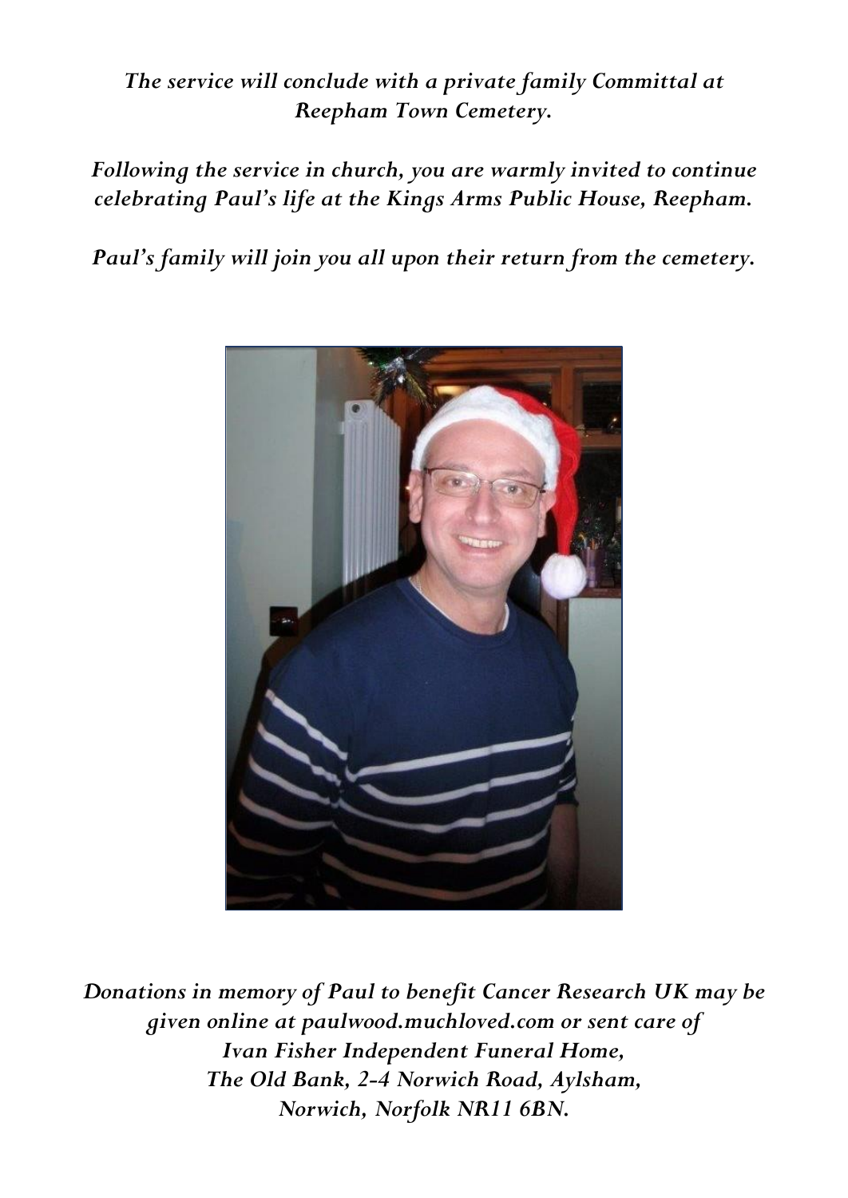*The service will conclude with a private family Committal at Reepham Town Cemetery.*

*Following the service in church, you are warmly invited to continue celebrating Paul's life at the Kings Arms Public House, Reepham.*

*Paul's family will join you all upon their return from the cemetery.*

*Donations in memory of Paul to benefit Cancer Research UK may be given online at paulwood.muchloved.com or sent care of Ivan Fisher Independent Funeral Home, The Old Bank, 2-4 Norwich Road, Aylsham, Norwich, Norfolk NR11 6BN.*